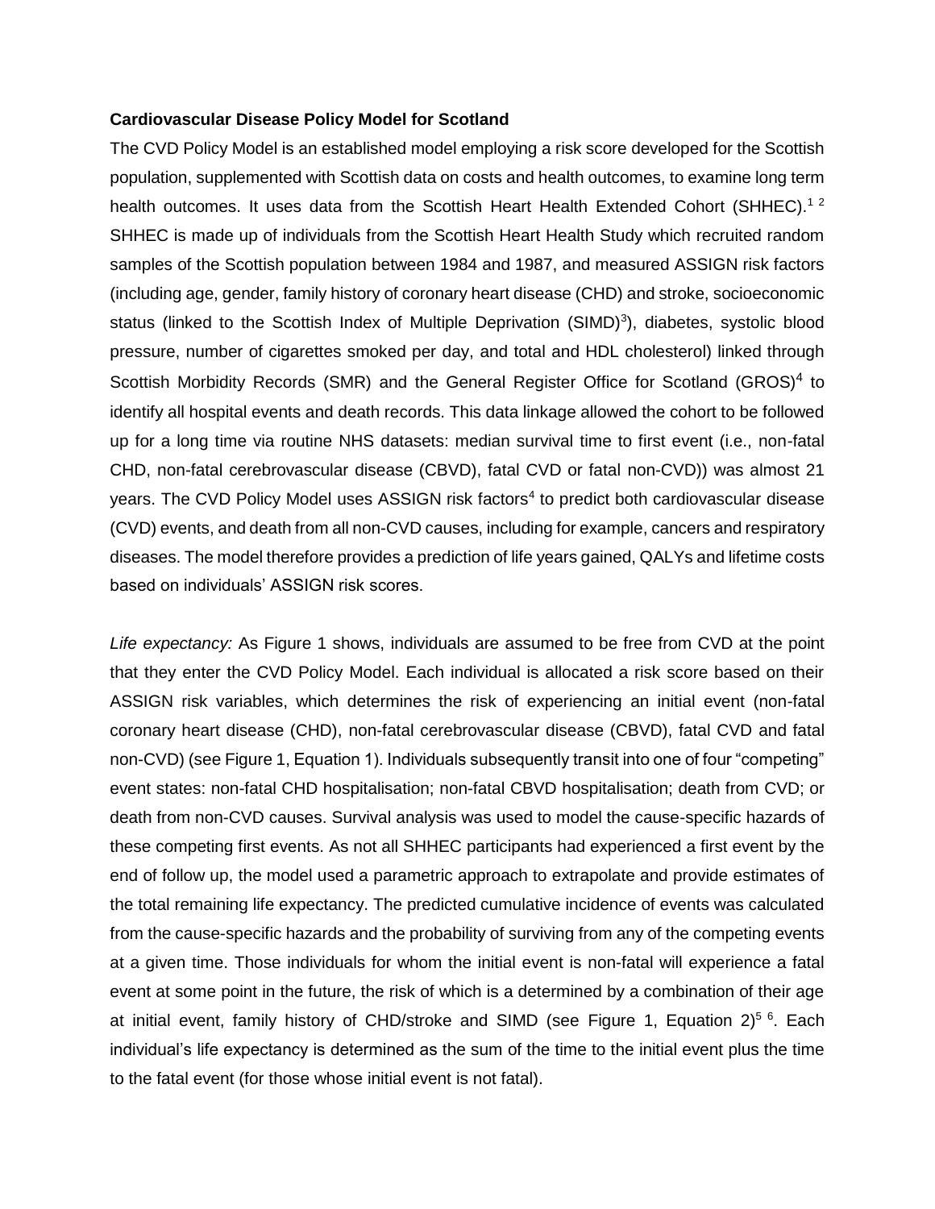**Cardiovascular Disease Policy Model for Scotland**

The CVD Policy Model is an established model employing a risk score developed for the Scottish population, supplemented with Scottish data on costs and health outcomes, to examine long term health outcomes. It uses data from the Scottish Heart Health Extended Cohort (SHHEC).[1 2] SHHEC is made up of individuals from the Scottish Heart Health Study which recruited random samples of the Scottish population between 1984 and 1987, and measured ASSIGN risk factors (including age, gender, family history of coronary heart disease (CHD) and stroke, socioeconomic status (linked to the Scottish Index of Multiple Deprivation (SIMD)[3]), diabetes, systolic blood pressure, number of cigarettes smoked per day, and total and HDL cholesterol) linked through Scottish Morbidity Records (SMR) and the General Register Office for Scotland (GROS)[4] to identify all hospital events and death records. This data linkage allowed the cohort to be followed up for a long time via routine NHS datasets: median survival time to first event (i.e., non-fatal CHD, non-fatal cerebrovascular disease (CBVD), fatal CVD or fatal non-CVD)) was almost 21 years. The CVD Policy Model uses ASSIGN risk factors[4] to predict both cardiovascular disease (CVD) events, and death from all non-CVD causes, including for example, cancers and respiratory diseases. The model therefore provides a prediction of life years gained, QALYs and lifetime costs based on individuals' ASSIGN risk scores.

*Life expectancy:* As Figure 1 shows, individuals are assumed to be free from CVD at the point that they enter the CVD Policy Model. Each individual is allocated a risk score based on their ASSIGN risk variables, which determines the risk of experiencing an initial event (non-fatal coronary heart disease (CHD), non-fatal cerebrovascular disease (CBVD), fatal CVD and fatal non-CVD) (see Figure 1, Equation 1). Individuals subsequently transit into one of four "competing" event states: non-fatal CHD hospitalisation; non-fatal CBVD hospitalisation; death from CVD; or death from non-CVD causes. Survival analysis was used to model the cause-specific hazards of these competing first events. As not all SHHEC participants had experienced a first event by the end of follow up, the model used a parametric approach to extrapolate and provide estimates of the total remaining life expectancy. The predicted cumulative incidence of events was calculated from the cause-specific hazards and the probability of surviving from any of the competing events at a given time. Those individuals for whom the initial event is non-fatal will experience a fatal event at some point in the future, the risk of which is a determined by a combination of their age at initial event, family history of CHD/stroke and SIMD (see Figure 1, Equation 2)[5 6]. Each individual's life expectancy is determined as the sum of the time to the initial event plus the time to the fatal event (for those whose initial event is not fatal).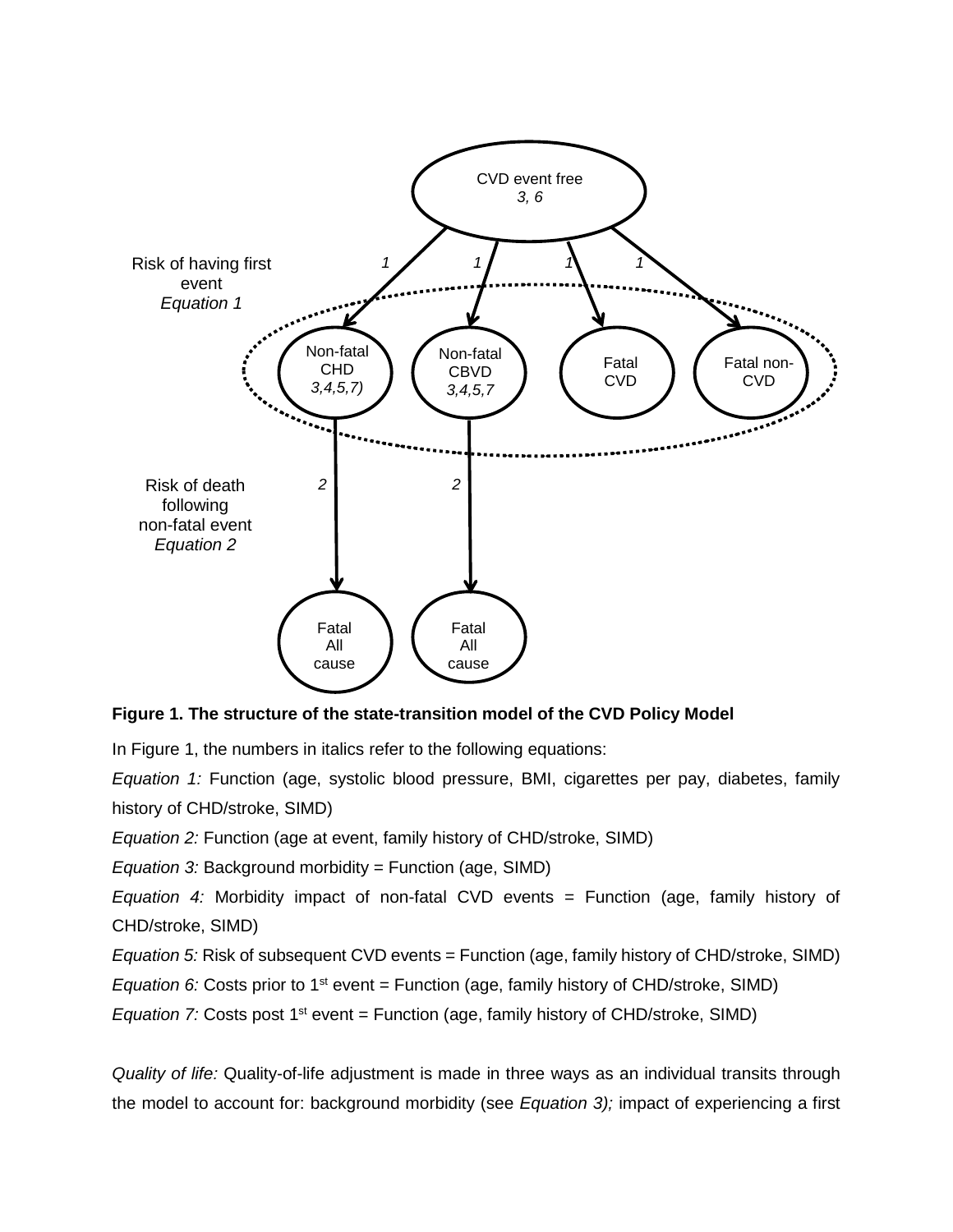**Figure 1. The structure of the state-transition model of the CVD Policy Model**

In Figure 1, the numbers in italics refer to the following equations:

*Equation 1:* Function (age, systolic blood pressure, BMI, cigarettes per pay, diabetes, family history of CHD/stroke, SIMD)

*Equation 2:* Function (age at event, family history of CHD/stroke, SIMD)

*Equation 3:* Background morbidity = Function (age, SIMD)

*Equation 4:* Morbidity impact of non-fatal CVD events = Function (age, family history of CHD/stroke, SIMD)

*Equation 5:* Risk of subsequent CVD events = Function (age, family history of CHD/stroke, SIMD)

*Equation 6:* Costs prior to 1st event = Function (age, family history of CHD/stroke, SIMD)

*Equation 7:* Costs post 1st event = Function (age, family history of CHD/stroke, SIMD)

*Quality of life:* Quality-of-life adjustment is made in three ways as an individual transits through the model to account for: background morbidity (see *Equation 3);* impact of experiencing a first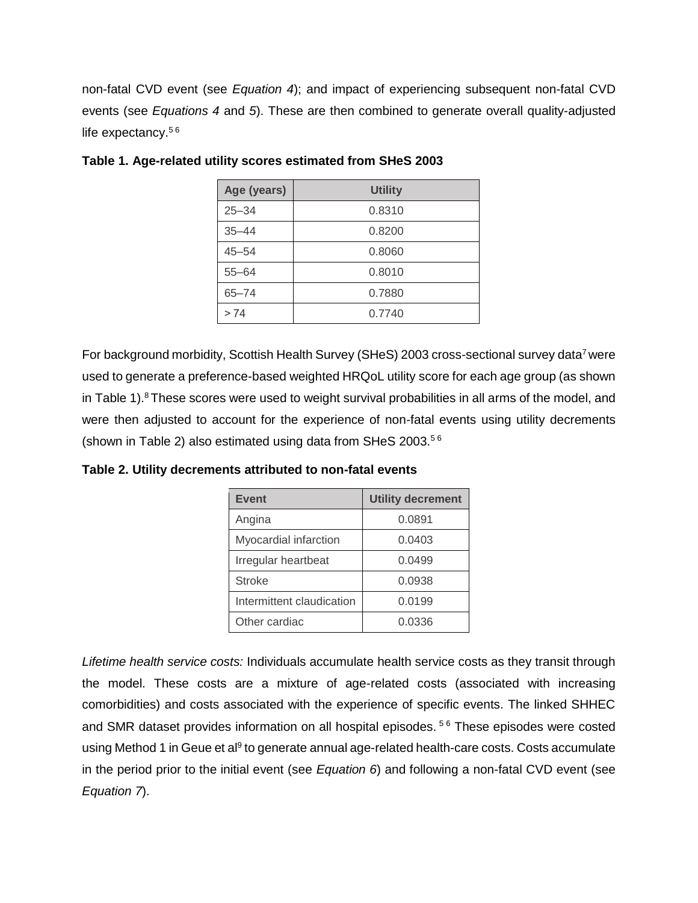non-fatal CVD event (see *Equation 4*); and impact of experiencing subsequent non-fatal CVD events (see *Equations 4* and *5*). These are then combined to generate overall quality-adjusted life expectancy.[5 6]

**Table 1. Age-related utility scores estimated from SHeS 2003**

| Age (years) | Utility |
|---|---|
| 25–34 | 0.8310 |
| 35–44 | 0.8200 |
| 45–54 | 0.8060 |
| 55–64 | 0.8010 |
| 65–74 | 0.7880 |
| > 74 | 0.7740 |

For background morbidity, Scottish Health Survey (SHeS) 2003 cross-sectional survey data[7] were used to generate a preference-based weighted HRQoL utility score for each age group (as shown in Table 1).[8] These scores were used to weight survival probabilities in all arms of the model, and were then adjusted to account for the experience of non-fatal events using utility decrements (shown in Table 2) also estimated using data from SHeS 2003.[5 6]

**Table 2. Utility decrements attributed to non-fatal events**

| Event | Utility decrement |
|---|---|
| Angina | 0.0891 |
| Myocardial infarction | 0.0403 |
| Irregular heartbeat | 0.0499 |
| Stroke | 0.0938 |
| Intermittent claudication | 0.0199 |
| Other cardiac | 0.0336 |

*Lifetime health service costs:* Individuals accumulate health service costs as they transit through the model. These costs are a mixture of age-related costs (associated with increasing comorbidities) and costs associated with the experience of specific events. The linked SHHEC and SMR dataset provides information on all hospital episodes.[5 6] These episodes were costed using Method 1 in Geue et al[9] to generate annual age-related health-care costs. Costs accumulate in the period prior to the initial event (see *Equation 6*) and following a non-fatal CVD event (see *Equation 7*).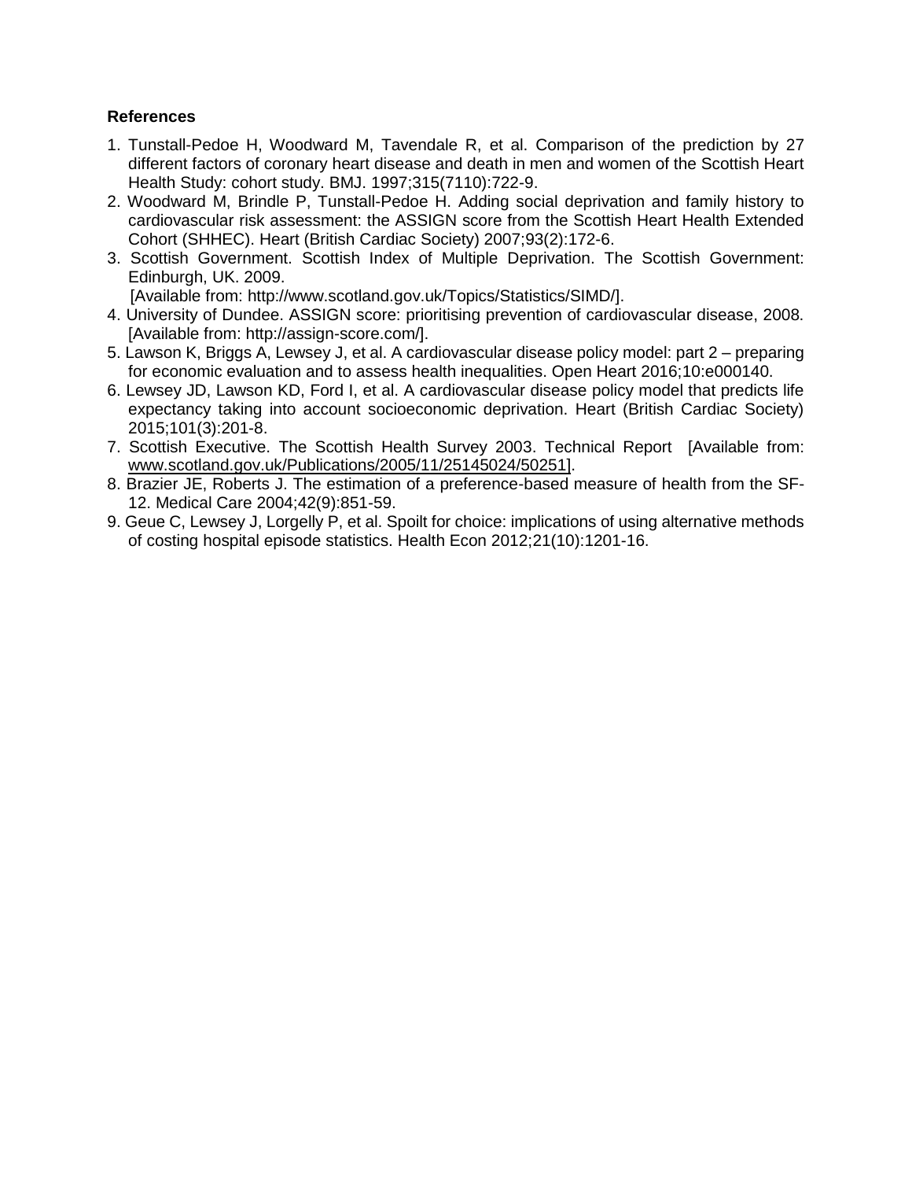**References**

1. Tunstall-Pedoe H, Woodward M, Tavendale R, et al. Comparison of the prediction by 27 different factors of coronary heart disease and death in men and women of the Scottish Heart Health Study: cohort study. BMJ. 1997;315(7110):722-9.
2. Woodward M, Brindle P, Tunstall-Pedoe H. Adding social deprivation and family history to cardiovascular risk assessment: the ASSIGN score from the Scottish Heart Health Extended Cohort (SHHEC). Heart (British Cardiac Society) 2007;93(2):172-6.
3. Scottish Government. Scottish Index of Multiple Deprivation. The Scottish Government: Edinburgh, UK. 2009.
   [Available from: http://www.scotland.gov.uk/Topics/Statistics/SIMD/].
4. University of Dundee. ASSIGN score: prioritising prevention of cardiovascular disease, 2008. [Available from: http://assign-score.com/].
5. Lawson K, Briggs A, Lewsey J, et al. A cardiovascular disease policy model: part 2 – preparing for economic evaluation and to assess health inequalities. Open Heart 2016;10:e000140.
6. Lewsey JD, Lawson KD, Ford I, et al. A cardiovascular disease policy model that predicts life expectancy taking into account socioeconomic deprivation. Heart (British Cardiac Society) 2015;101(3):201-8.
7. Scottish Executive. The Scottish Health Survey 2003. Technical Report [Available from: www.scotland.gov.uk/Publications/2005/11/25145024/50251].
8. Brazier JE, Roberts J. The estimation of a preference-based measure of health from the SF-12. Medical Care 2004;42(9):851-59.
9. Geue C, Lewsey J, Lorgelly P, et al. Spoilt for choice: implications of using alternative methods of costing hospital episode statistics. Health Econ 2012;21(10):1201-16.